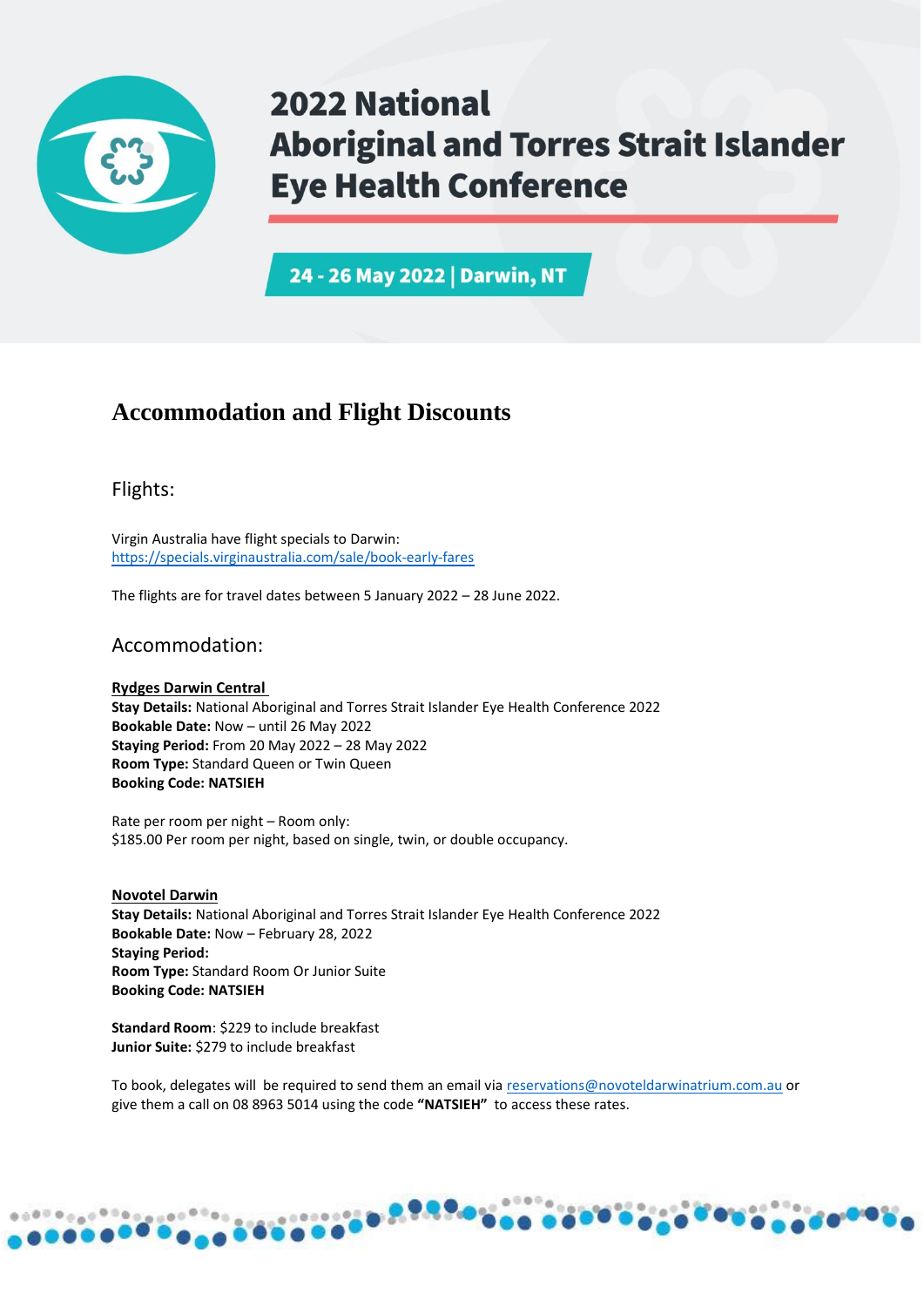# 2022 National Aboriginal and Torres Strait Islander Eye Health Conference

**24 - 26 May 2022 | Darwin, NT**

## Accommodation and Flight Discounts

### Flights:

Virgin Australia have flight specials to Darwin:
https://specials.virginaustralia.com/sale/book-early-fares

The flights are for travel dates between 5 January 2022 – 28 June 2022.

### Accommodation:

**Rydges Darwin Central**
**Stay Details:** National Aboriginal and Torres Strait Islander Eye Health Conference 2022
**Bookable Date:** Now – until 26 May 2022
**Staying Period:** From 20 May 2022 – 28 May 2022
**Room Type:** Standard Queen or Twin Queen
**Booking Code: NATSIEH**

Rate per room per night – Room only:
$185.00 Per room per night, based on single, twin, or double occupancy.

**Novotel Darwin**
**Stay Details:** National Aboriginal and Torres Strait Islander Eye Health Conference 2022
**Bookable Date:** Now – February 28, 2022
**Staying Period:**
**Room Type:** Standard Room Or Junior Suite
**Booking Code: NATSIEH**

**Standard Room**: $229 to include breakfast
**Junior Suite:** $279 to include breakfast

To book, delegates will be required to send them an email via reservations@novoteldarwinatrium.com.au or give them a call on 08 8963 5014 using the code **"NATSIEH"** to access these rates.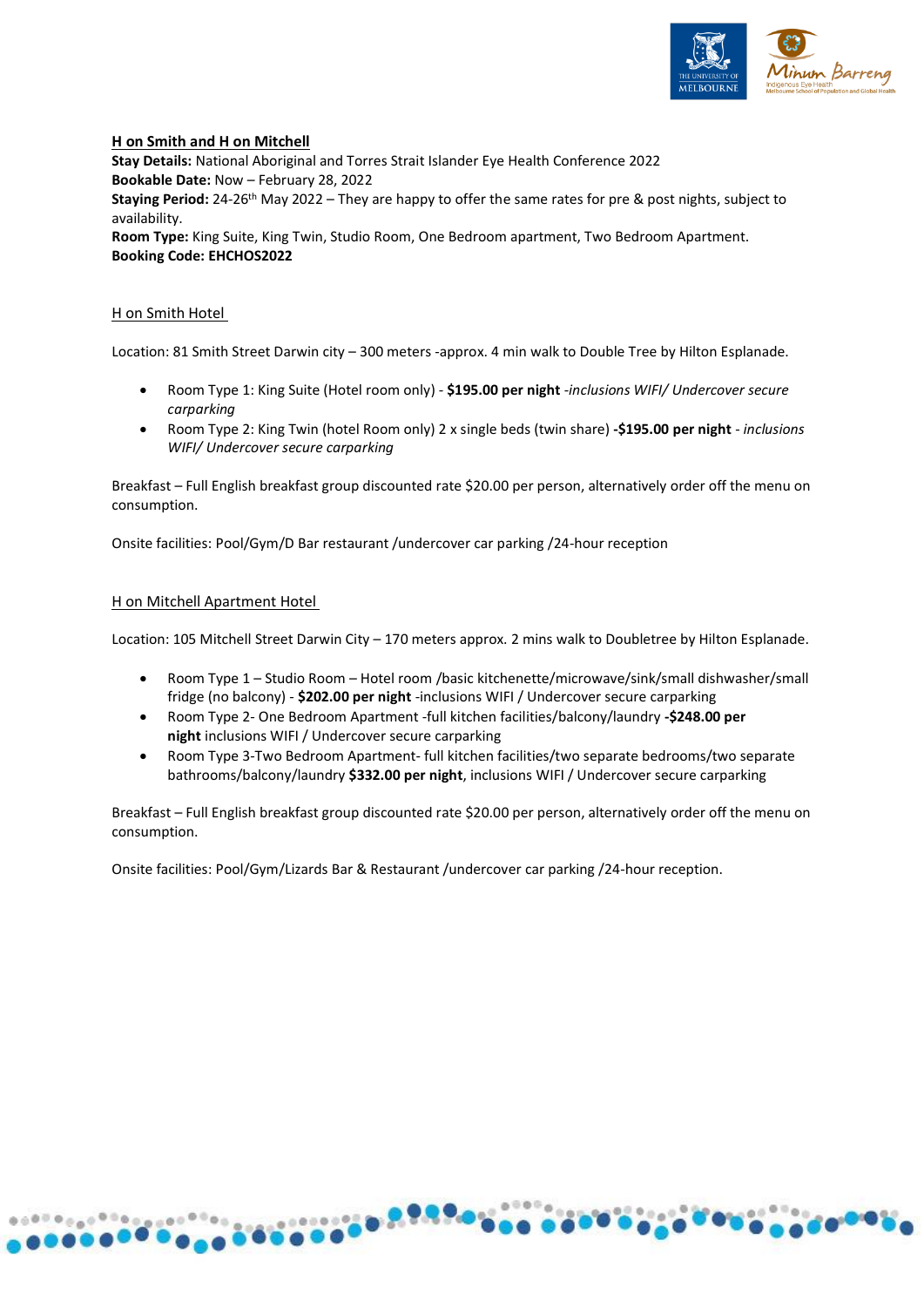## H on Smith and H on Mitchell

**Stay Details:** National Aboriginal and Torres Strait Islander Eye Health Conference 2022
**Bookable Date:** Now – February 28, 2022
**Staying Period:** 24-26th May 2022 – They are happy to offer the same rates for pre & post nights, subject to availability.
**Room Type:** King Suite, King Twin, Studio Room, One Bedroom apartment, Two Bedroom Apartment.
**Booking Code: EHCHOS2022**

### H on Smith Hotel

Location: 81 Smith Street Darwin city – 300 meters -approx. 4 min walk to Double Tree by Hilton Esplanade.

- Room Type 1: King Suite (Hotel room only) - **$195.00 per night** *-inclusions WIFI/ Undercover secure carparking*
- Room Type 2: King Twin (hotel Room only) 2 x single beds (twin share) **-$195.00 per night** - *inclusions WIFI/ Undercover secure carparking*

Breakfast – Full English breakfast group discounted rate $20.00 per person, alternatively order off the menu on consumption.

Onsite facilities: Pool/Gym/D Bar restaurant /undercover car parking /24-hour reception

### H on Mitchell Apartment Hotel

Location: 105 Mitchell Street Darwin City – 170 meters approx. 2 mins walk to Doubletree by Hilton Esplanade.

- Room Type 1 – Studio Room – Hotel room /basic kitchenette/microwave/sink/small dishwasher/small fridge (no balcony) - **$202.00 per night** -inclusions WIFI / Undercover secure carparking
- Room Type 2- One Bedroom Apartment -full kitchen facilities/balcony/laundry **-$248.00 per night** inclusions WIFI / Undercover secure carparking
- Room Type 3-Two Bedroom Apartment- full kitchen facilities/two separate bedrooms/two separate bathrooms/balcony/laundry **$332.00 per night**, inclusions WIFI / Undercover secure carparking

Breakfast – Full English breakfast group discounted rate $20.00 per person, alternatively order off the menu on consumption.

Onsite facilities: Pool/Gym/Lizards Bar & Restaurant /undercover car parking /24-hour reception.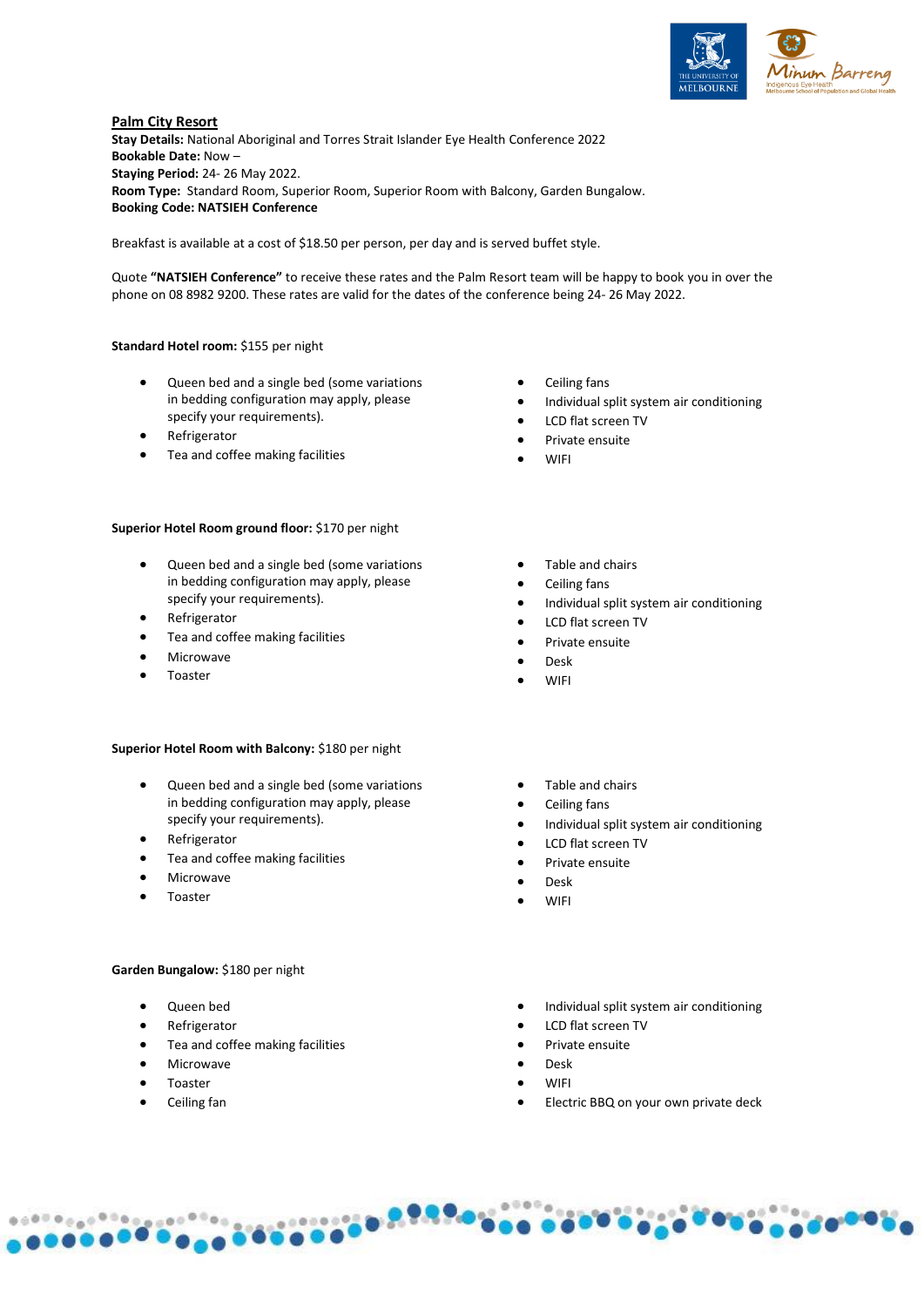## Palm City Resort

**Stay Details:** National Aboriginal and Torres Strait Islander Eye Health Conference 2022
**Bookable Date:** Now –
**Staying Period:** 24- 26 May 2022.
**Room Type:** Standard Room, Superior Room, Superior Room with Balcony, Garden Bungalow.
**Booking Code: NATSIEH Conference**

Breakfast is available at a cost of $18.50 per person, per day and is served buffet style.

Quote **"NATSIEH Conference"** to receive these rates and the Palm Resort team will be happy to book you in over the phone on 08 8982 9200. These rates are valid for the dates of the conference being 24- 26 May 2022.

**Standard Hotel room:** $155 per night

- Queen bed and a single bed (some variations in bedding configuration may apply, please specify your requirements).
- Refrigerator
- Tea and coffee making facilities
- Ceiling fans
- Individual split system air conditioning
- LCD flat screen TV
- Private ensuite
- WIFI

**Superior Hotel Room ground floor:** $170 per night

- Queen bed and a single bed (some variations in bedding configuration may apply, please specify your requirements).
- Refrigerator
- Tea and coffee making facilities
- Microwave
- Toaster
- Table and chairs
- Ceiling fans
- Individual split system air conditioning
- LCD flat screen TV
- Private ensuite
- Desk
- WIFI

**Superior Hotel Room with Balcony:** $180 per night

- Queen bed and a single bed (some variations in bedding configuration may apply, please specify your requirements).
- Refrigerator
- Tea and coffee making facilities
- Microwave
- Toaster
- Table and chairs
- Ceiling fans
- Individual split system air conditioning
- LCD flat screen TV
- Private ensuite
- Desk
- WIFI

**Garden Bungalow:** $180 per night

- Queen bed
- Refrigerator
- Tea and coffee making facilities
- Microwave
- Toaster
- Ceiling fan
- Individual split system air conditioning
- LCD flat screen TV
- Private ensuite
- Desk
- WIFI
- Electric BBQ on your own private deck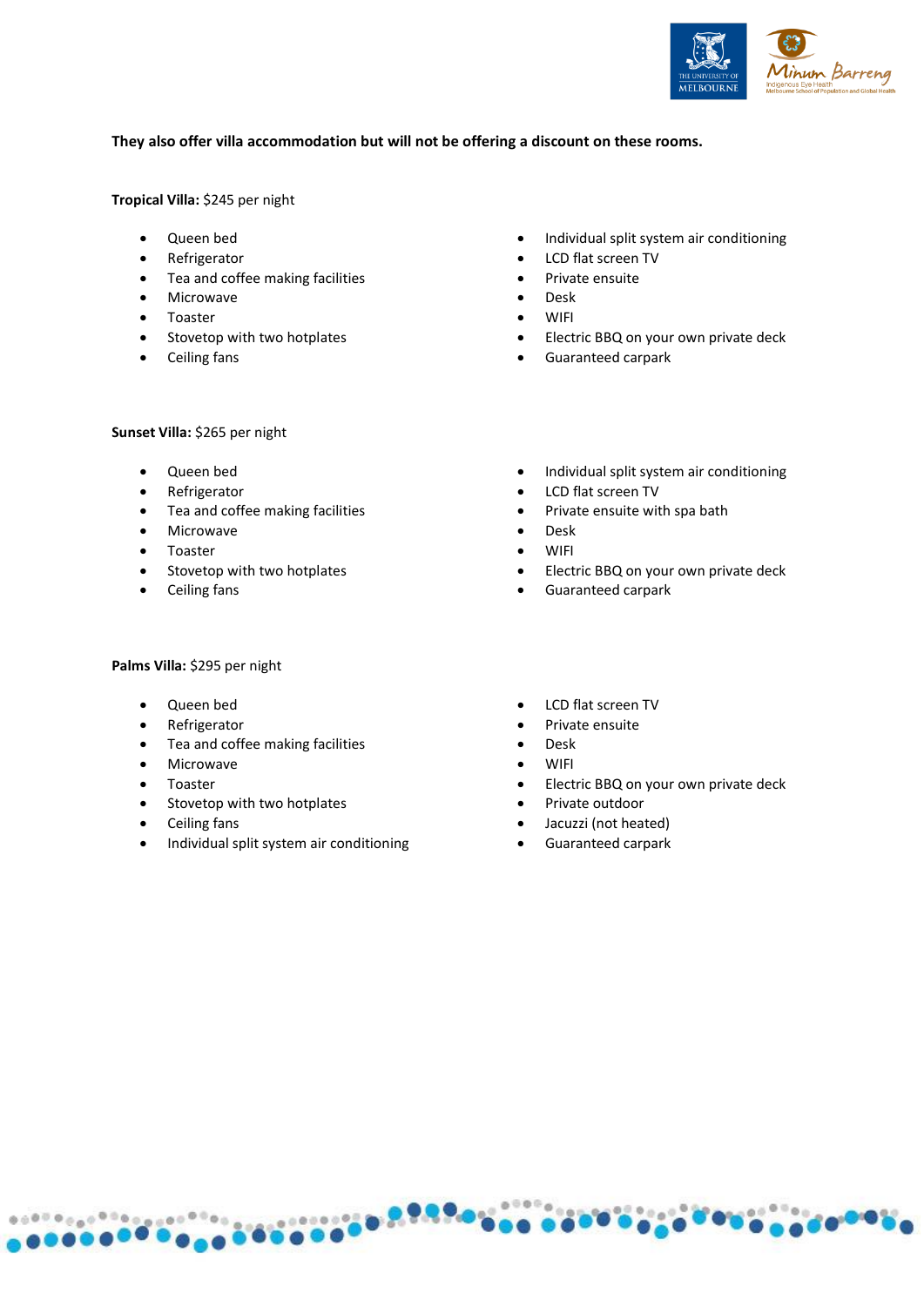**They also offer villa accommodation but will not be offering a discount on these rooms.**

**Tropical Villa:** $245 per night

- Queen bed
- Refrigerator
- Tea and coffee making facilities
- Microwave
- Toaster
- Stovetop with two hotplates
- Ceiling fans
- Individual split system air conditioning
- LCD flat screen TV
- Private ensuite
- Desk
- WIFI
- Electric BBQ on your own private deck
- Guaranteed carpark

**Sunset Villa:** $265 per night

- Queen bed
- Refrigerator
- Tea and coffee making facilities
- Microwave
- Toaster
- Stovetop with two hotplates
- Ceiling fans
- Individual split system air conditioning
- LCD flat screen TV
- Private ensuite with spa bath
- Desk
- WIFI
- Electric BBQ on your own private deck
- Guaranteed carpark

**Palms Villa:** $295 per night

- Queen bed
- Refrigerator
- Tea and coffee making facilities
- Microwave
- Toaster
- Stovetop with two hotplates
- Ceiling fans
- Individual split system air conditioning
- LCD flat screen TV
- Private ensuite
- Desk
- WIFI
- Electric BBQ on your own private deck
- Private outdoor
- Jacuzzi (not heated)
- Guaranteed carpark